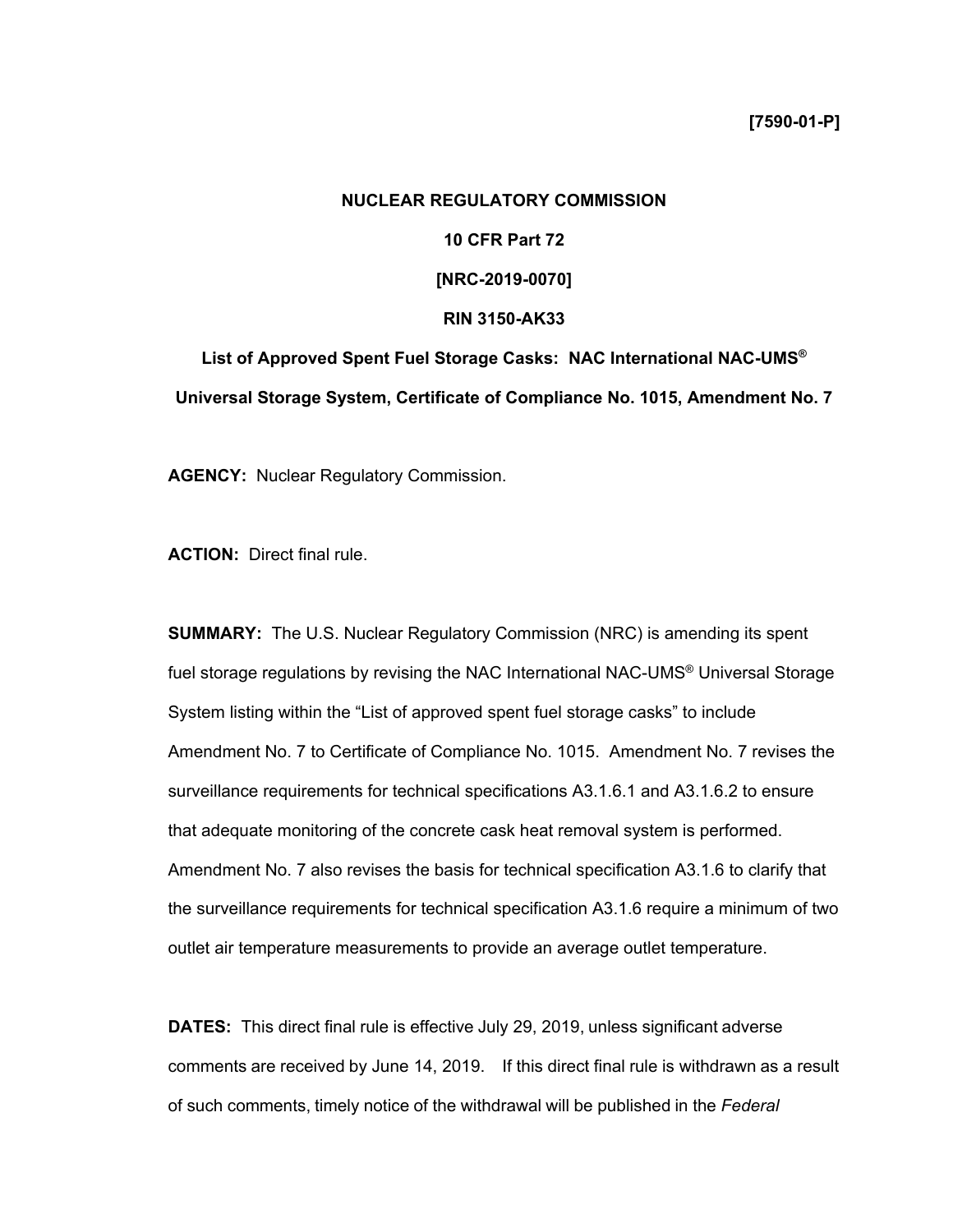**[7590-01-P]**

**NUCLEAR REGULATORY COMMISSION**

**10 CFR Part 72**

**[NRC-2019-0070]**

**RIN 3150-AK33**

**List of Approved Spent Fuel Storage Casks: NAC International NAC-UMS® Universal Storage System, Certificate of Compliance No. 1015, Amendment No. 7**

**AGENCY:** Nuclear Regulatory Commission.

**ACTION:** Direct final rule.

**SUMMARY:** The U.S. Nuclear Regulatory Commission (NRC) is amending its spent fuel storage regulations by revising the NAC International NAC-UMS® Universal Storage System listing within the "List of approved spent fuel storage casks" to include Amendment No. 7 to Certificate of Compliance No. 1015. Amendment No. 7 revises the surveillance requirements for technical specifications A3.1.6.1 and A3.1.6.2 to ensure that adequate monitoring of the concrete cask heat removal system is performed. Amendment No. 7 also revises the basis for technical specification A3.1.6 to clarify that the surveillance requirements for technical specification A3.1.6 require a minimum of two outlet air temperature measurements to provide an average outlet temperature.

**DATES:** This direct final rule is effective July 29, 2019, unless significant adverse comments are received by June 14, 2019. If this direct final rule is withdrawn as a result of such comments, timely notice of the withdrawal will be published in the *Federal*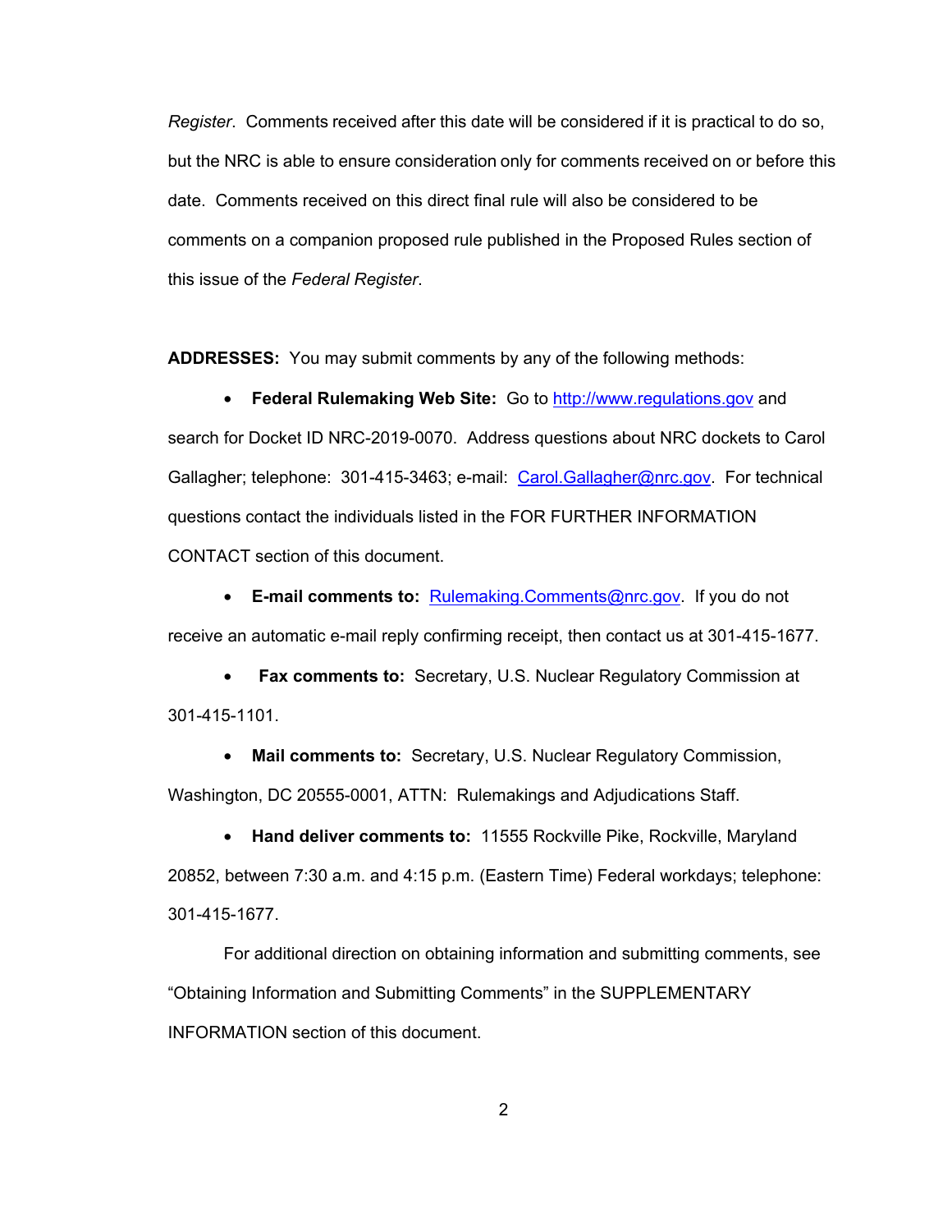*Register*. Comments received after this date will be considered if it is practical to do so, but the NRC is able to ensure consideration only for comments received on or before this date. Comments received on this direct final rule will also be considered to be comments on a companion proposed rule published in the Proposed Rules section of this issue of the *Federal Register*.

**ADDRESSES:** You may submit comments by any of the following methods:

- **Federal Rulemaking Web Site:** Go to http://www.regulations.gov and search for Docket ID NRC-2019-0070. Address questions about NRC dockets to Carol Gallagher; telephone: 301-415-3463; e-mail: Carol.Gallagher@nrc.gov. For technical questions contact the individuals listed in the FOR FURTHER INFORMATION CONTACT section of this document.

- **E-mail comments to:** Rulemaking.Comments@nrc.gov. If you do not receive an automatic e-mail reply confirming receipt, then contact us at 301-415-1677.

- **Fax comments to:** Secretary, U.S. Nuclear Regulatory Commission at 301-415-1101.

- **Mail comments to:** Secretary, U.S. Nuclear Regulatory Commission, Washington, DC 20555-0001, ATTN: Rulemakings and Adjudications Staff.

- **Hand deliver comments to:** 11555 Rockville Pike, Rockville, Maryland 20852, between 7:30 a.m. and 4:15 p.m. (Eastern Time) Federal workdays; telephone: 301-415-1677.

For additional direction on obtaining information and submitting comments, see "Obtaining Information and Submitting Comments" in the SUPPLEMENTARY INFORMATION section of this document.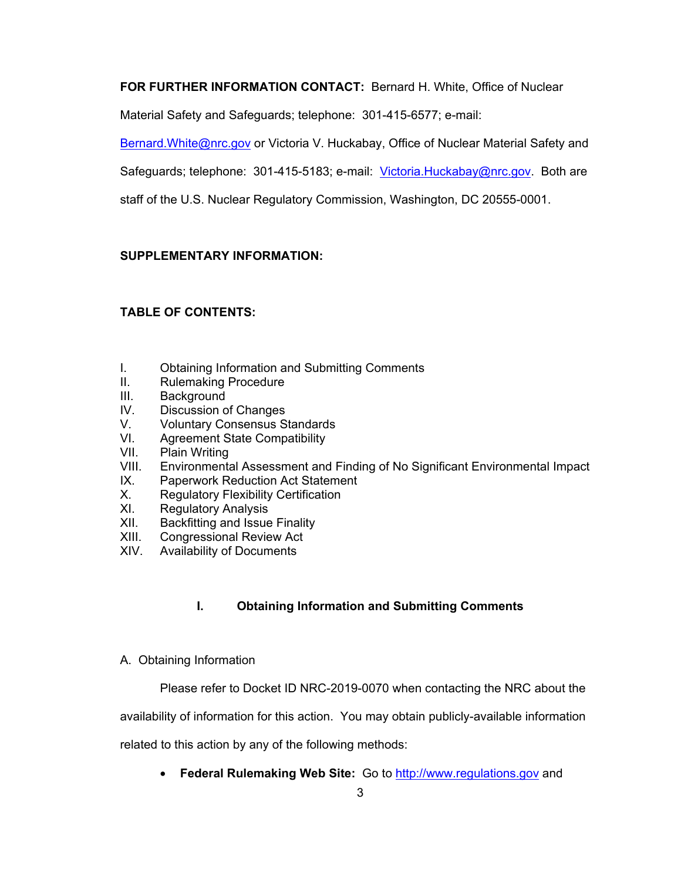**FOR FURTHER INFORMATION CONTACT:** Bernard H. White, Office of Nuclear Material Safety and Safeguards; telephone: 301-415-6577; e-mail: Bernard.White@nrc.gov or Victoria V. Huckabay, Office of Nuclear Material Safety and Safeguards; telephone: 301-415-5183; e-mail: Victoria.Huckabay@nrc.gov. Both are staff of the U.S. Nuclear Regulatory Commission, Washington, DC 20555-0001.

**SUPPLEMENTARY INFORMATION:**

**TABLE OF CONTENTS:**

I. Obtaining Information and Submitting Comments
II. Rulemaking Procedure
III. Background
IV. Discussion of Changes
V. Voluntary Consensus Standards
VI. Agreement State Compatibility
VII. Plain Writing
VIII. Environmental Assessment and Finding of No Significant Environmental Impact
IX. Paperwork Reduction Act Statement
X. Regulatory Flexibility Certification
XI. Regulatory Analysis
XII. Backfitting and Issue Finality
XIII. Congressional Review Act
XIV. Availability of Documents

## I. Obtaining Information and Submitting Comments

A. Obtaining Information

Please refer to Docket ID NRC-2019-0070 when contacting the NRC about the availability of information for this action. You may obtain publicly-available information related to this action by any of the following methods:

- **Federal Rulemaking Web Site:** Go to http://www.regulations.gov and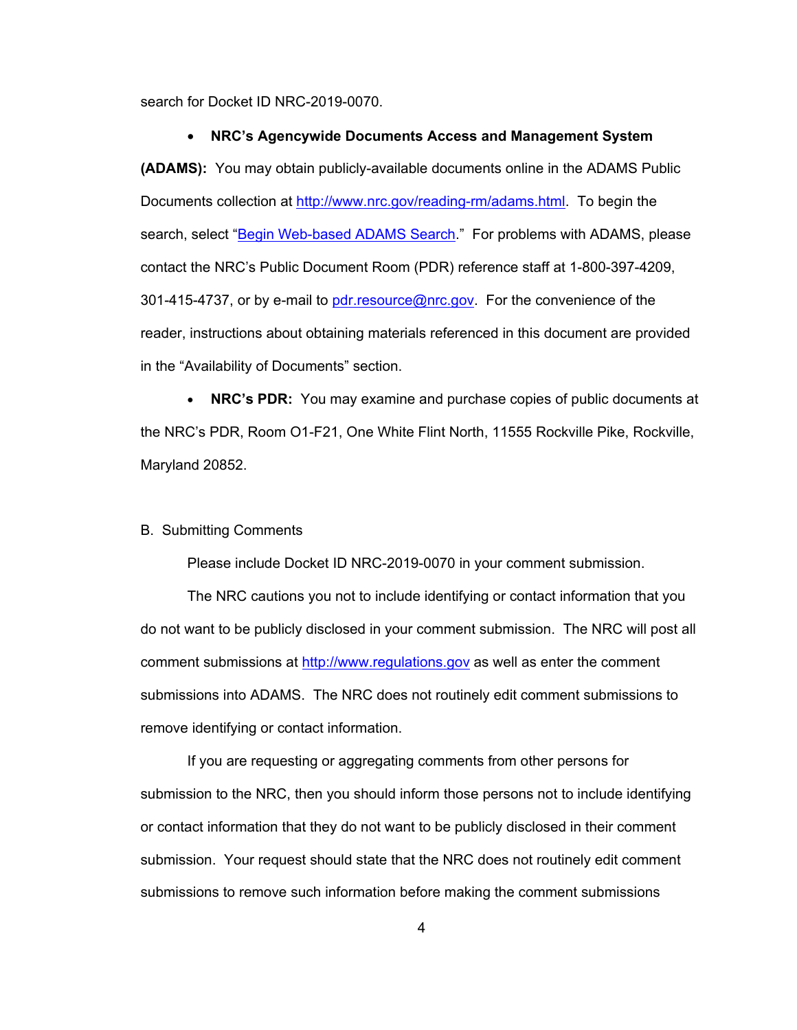search for Docket ID NRC-2019-0070.

- **NRC's Agencywide Documents Access and Management System (ADAMS):** You may obtain publicly-available documents online in the ADAMS Public Documents collection at http://www.nrc.gov/reading-rm/adams.html. To begin the search, select "Begin Web-based ADAMS Search." For problems with ADAMS, please contact the NRC's Public Document Room (PDR) reference staff at 1-800-397-4209, 301-415-4737, or by e-mail to pdr.resource@nrc.gov. For the convenience of the reader, instructions about obtaining materials referenced in this document are provided in the "Availability of Documents" section.

- **NRC's PDR:** You may examine and purchase copies of public documents at the NRC's PDR, Room O1-F21, One White Flint North, 11555 Rockville Pike, Rockville, Maryland 20852.

## B. Submitting Comments

Please include Docket ID NRC-2019-0070 in your comment submission.

The NRC cautions you not to include identifying or contact information that you do not want to be publicly disclosed in your comment submission. The NRC will post all comment submissions at http://www.regulations.gov as well as enter the comment submissions into ADAMS. The NRC does not routinely edit comment submissions to remove identifying or contact information.

If you are requesting or aggregating comments from other persons for submission to the NRC, then you should inform those persons not to include identifying or contact information that they do not want to be publicly disclosed in their comment submission. Your request should state that the NRC does not routinely edit comment submissions to remove such information before making the comment submissions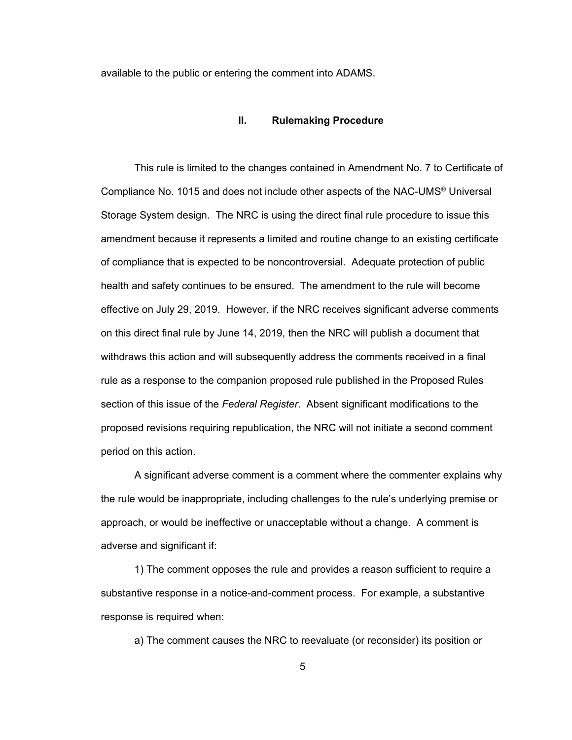available to the public or entering the comment into ADAMS.

## II. Rulemaking Procedure

This rule is limited to the changes contained in Amendment No. 7 to Certificate of Compliance No. 1015 and does not include other aspects of the NAC-UMS® Universal Storage System design. The NRC is using the direct final rule procedure to issue this amendment because it represents a limited and routine change to an existing certificate of compliance that is expected to be noncontroversial. Adequate protection of public health and safety continues to be ensured. The amendment to the rule will become effective on July 29, 2019. However, if the NRC receives significant adverse comments on this direct final rule by June 14, 2019, then the NRC will publish a document that withdraws this action and will subsequently address the comments received in a final rule as a response to the companion proposed rule published in the Proposed Rules section of this issue of the *Federal Register.* Absent significant modifications to the proposed revisions requiring republication, the NRC will not initiate a second comment period on this action.

A significant adverse comment is a comment where the commenter explains why the rule would be inappropriate, including challenges to the rule's underlying premise or approach, or would be ineffective or unacceptable without a change. A comment is adverse and significant if:

1) The comment opposes the rule and provides a reason sufficient to require a substantive response in a notice-and-comment process. For example, a substantive response is required when:

a) The comment causes the NRC to reevaluate (or reconsider) its position or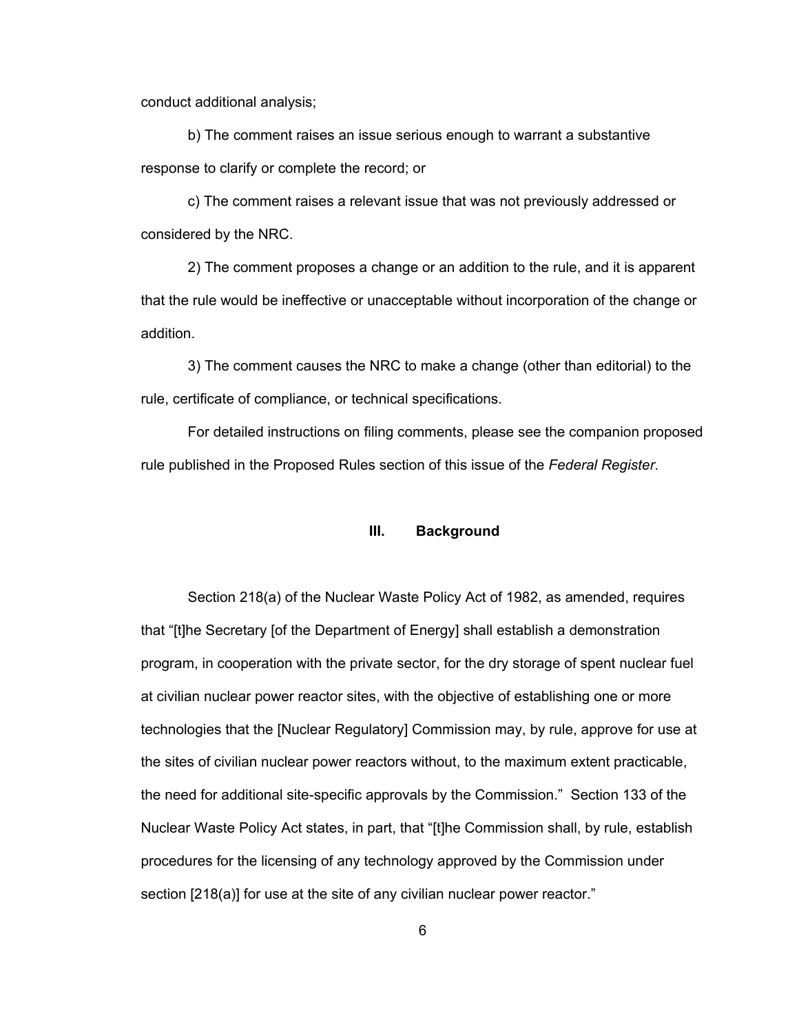conduct additional analysis;

b) The comment raises an issue serious enough to warrant a substantive response to clarify or complete the record; or

c) The comment raises a relevant issue that was not previously addressed or considered by the NRC.

2) The comment proposes a change or an addition to the rule, and it is apparent that the rule would be ineffective or unacceptable without incorporation of the change or addition.

3) The comment causes the NRC to make a change (other than editorial) to the rule, certificate of compliance, or technical specifications.

For detailed instructions on filing comments, please see the companion proposed rule published in the Proposed Rules section of this issue of the *Federal Register*.

## III. Background

Section 218(a) of the Nuclear Waste Policy Act of 1982, as amended, requires that "[t]he Secretary [of the Department of Energy] shall establish a demonstration program, in cooperation with the private sector, for the dry storage of spent nuclear fuel at civilian nuclear power reactor sites, with the objective of establishing one or more technologies that the [Nuclear Regulatory] Commission may, by rule, approve for use at the sites of civilian nuclear power reactors without, to the maximum extent practicable, the need for additional site-specific approvals by the Commission." Section 133 of the Nuclear Waste Policy Act states, in part, that "[t]he Commission shall, by rule, establish procedures for the licensing of any technology approved by the Commission under section [218(a)] for use at the site of any civilian nuclear power reactor."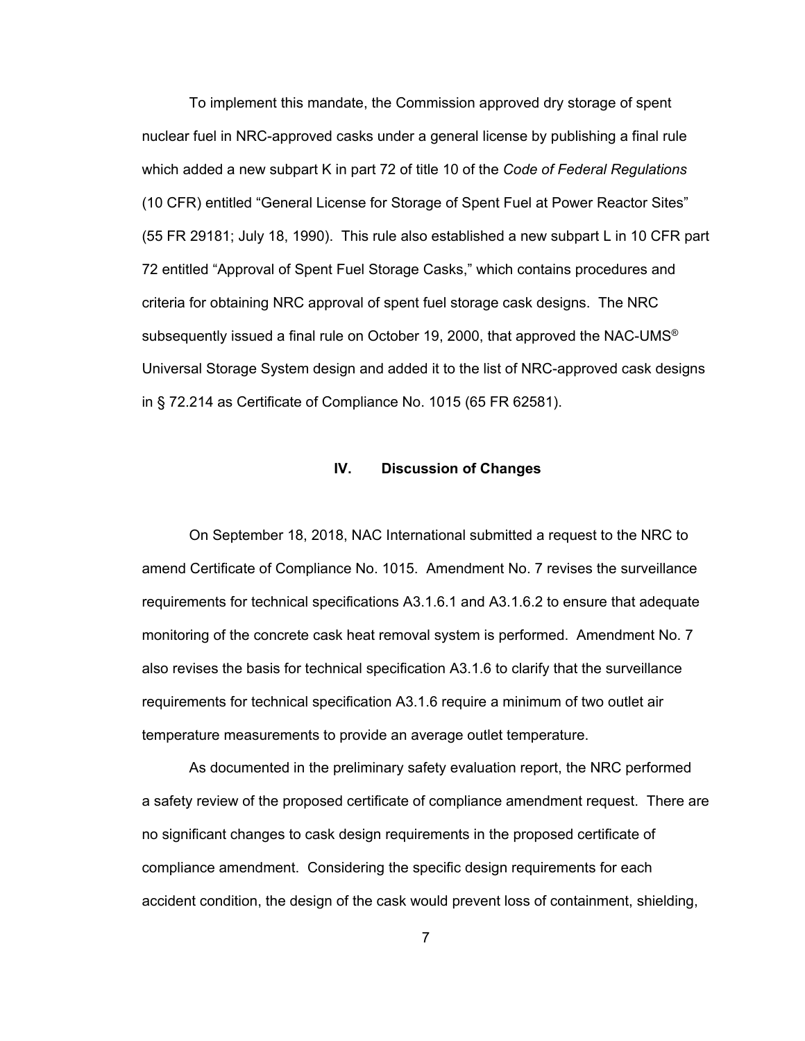To implement this mandate, the Commission approved dry storage of spent nuclear fuel in NRC-approved casks under a general license by publishing a final rule which added a new subpart K in part 72 of title 10 of the *Code of Federal Regulations* (10 CFR) entitled “General License for Storage of Spent Fuel at Power Reactor Sites” (55 FR 29181; July 18, 1990). This rule also established a new subpart L in 10 CFR part 72 entitled “Approval of Spent Fuel Storage Casks,” which contains procedures and criteria for obtaining NRC approval of spent fuel storage cask designs. The NRC subsequently issued a final rule on October 19, 2000, that approved the NAC-UMS® Universal Storage System design and added it to the list of NRC-approved cask designs in § 72.214 as Certificate of Compliance No. 1015 (65 FR 62581).

## IV. Discussion of Changes

On September 18, 2018, NAC International submitted a request to the NRC to amend Certificate of Compliance No. 1015. Amendment No. 7 revises the surveillance requirements for technical specifications A3.1.6.1 and A3.1.6.2 to ensure that adequate monitoring of the concrete cask heat removal system is performed. Amendment No. 7 also revises the basis for technical specification A3.1.6 to clarify that the surveillance requirements for technical specification A3.1.6 require a minimum of two outlet air temperature measurements to provide an average outlet temperature.

As documented in the preliminary safety evaluation report, the NRC performed a safety review of the proposed certificate of compliance amendment request. There are no significant changes to cask design requirements in the proposed certificate of compliance amendment. Considering the specific design requirements for each accident condition, the design of the cask would prevent loss of containment, shielding,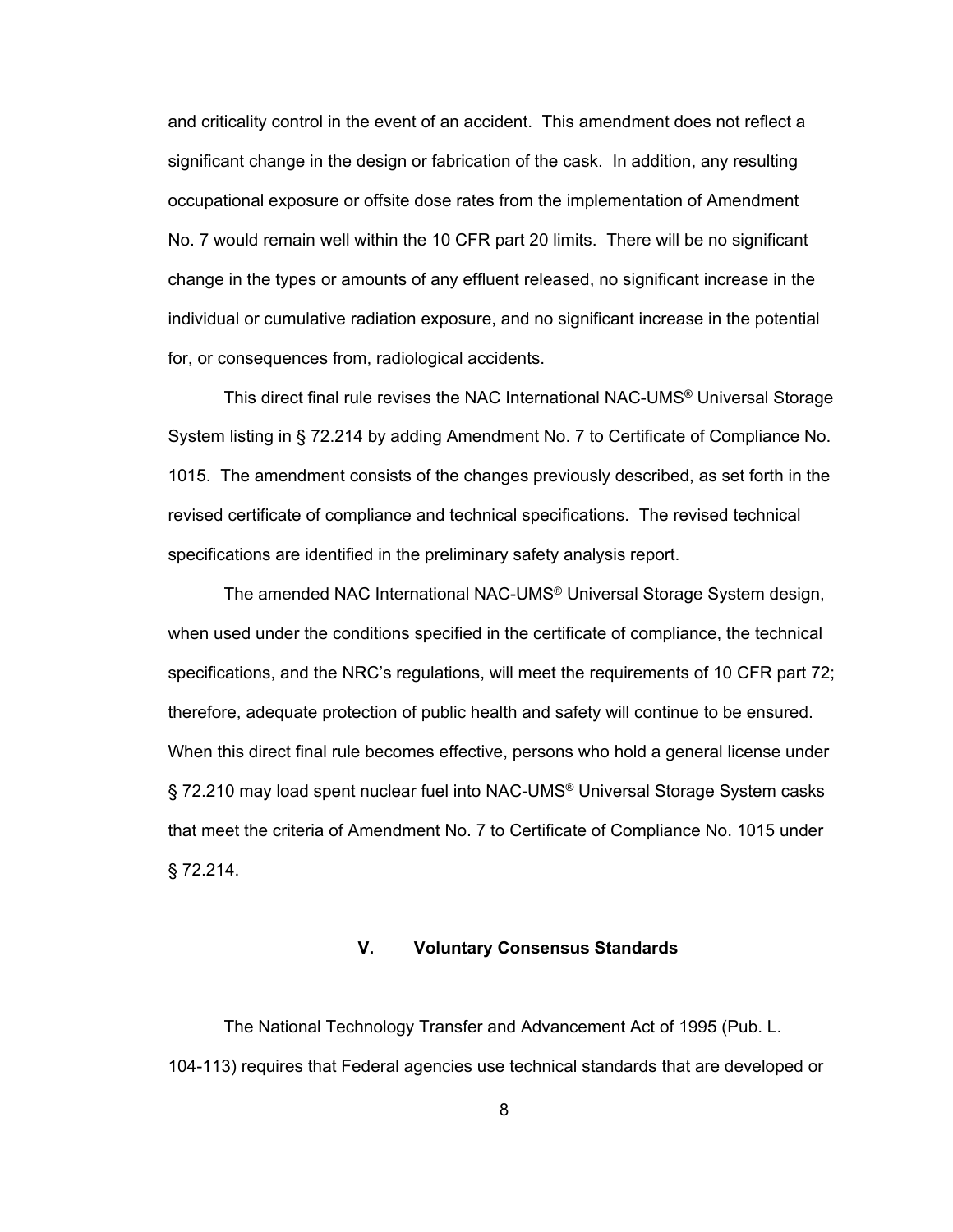and criticality control in the event of an accident. This amendment does not reflect a significant change in the design or fabrication of the cask. In addition, any resulting occupational exposure or offsite dose rates from the implementation of Amendment No. 7 would remain well within the 10 CFR part 20 limits. There will be no significant change in the types or amounts of any effluent released, no significant increase in the individual or cumulative radiation exposure, and no significant increase in the potential for, or consequences from, radiological accidents.

This direct final rule revises the NAC International NAC-UMS® Universal Storage System listing in § 72.214 by adding Amendment No. 7 to Certificate of Compliance No. 1015. The amendment consists of the changes previously described, as set forth in the revised certificate of compliance and technical specifications. The revised technical specifications are identified in the preliminary safety analysis report.

The amended NAC International NAC-UMS® Universal Storage System design, when used under the conditions specified in the certificate of compliance, the technical specifications, and the NRC's regulations, will meet the requirements of 10 CFR part 72; therefore, adequate protection of public health and safety will continue to be ensured. When this direct final rule becomes effective, persons who hold a general license under § 72.210 may load spent nuclear fuel into NAC-UMS® Universal Storage System casks that meet the criteria of Amendment No. 7 to Certificate of Compliance No. 1015 under § 72.214.

## V. Voluntary Consensus Standards

The National Technology Transfer and Advancement Act of 1995 (Pub. L. 104-113) requires that Federal agencies use technical standards that are developed or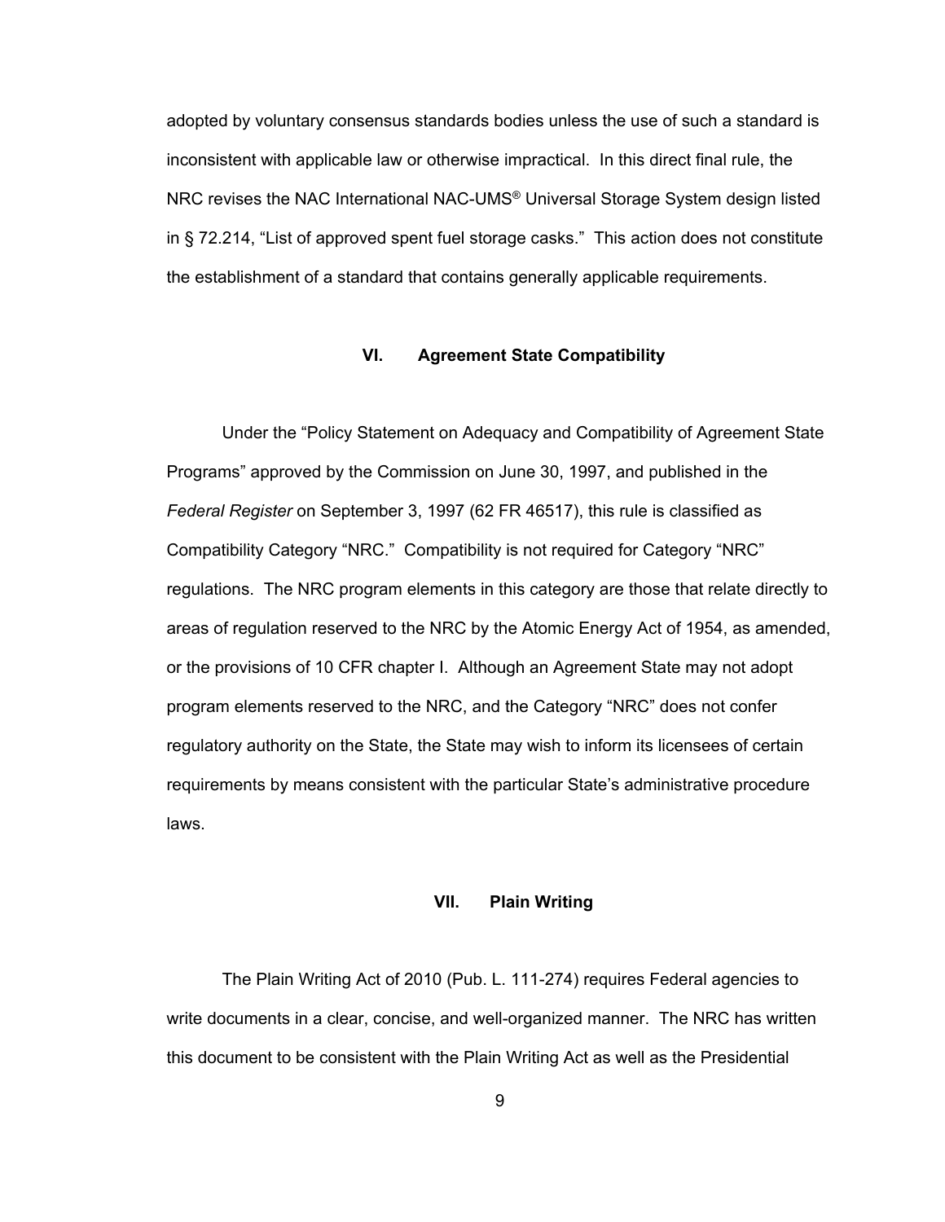adopted by voluntary consensus standards bodies unless the use of such a standard is inconsistent with applicable law or otherwise impractical. In this direct final rule, the NRC revises the NAC International NAC-UMS® Universal Storage System design listed in § 72.214, "List of approved spent fuel storage casks." This action does not constitute the establishment of a standard that contains generally applicable requirements.

## VI. Agreement State Compatibility

Under the "Policy Statement on Adequacy and Compatibility of Agreement State Programs" approved by the Commission on June 30, 1997, and published in the *Federal Register* on September 3, 1997 (62 FR 46517), this rule is classified as Compatibility Category "NRC." Compatibility is not required for Category "NRC" regulations. The NRC program elements in this category are those that relate directly to areas of regulation reserved to the NRC by the Atomic Energy Act of 1954, as amended, or the provisions of 10 CFR chapter I. Although an Agreement State may not adopt program elements reserved to the NRC, and the Category "NRC" does not confer regulatory authority on the State, the State may wish to inform its licensees of certain requirements by means consistent with the particular State's administrative procedure laws.

## VII. Plain Writing

The Plain Writing Act of 2010 (Pub. L. 111-274) requires Federal agencies to write documents in a clear, concise, and well-organized manner. The NRC has written this document to be consistent with the Plain Writing Act as well as the Presidential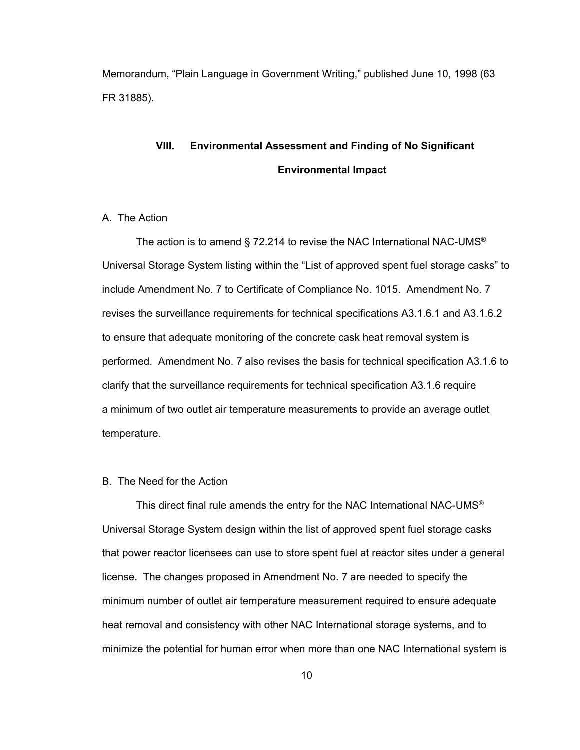Memorandum, “Plain Language in Government Writing,” published June 10, 1998 (63 FR 31885).

## VIII. Environmental Assessment and Finding of No Significant Environmental Impact

A. The Action

The action is to amend § 72.214 to revise the NAC International NAC-UMS® Universal Storage System listing within the “List of approved spent fuel storage casks” to include Amendment No. 7 to Certificate of Compliance No. 1015. Amendment No. 7 revises the surveillance requirements for technical specifications A3.1.6.1 and A3.1.6.2 to ensure that adequate monitoring of the concrete cask heat removal system is performed. Amendment No. 7 also revises the basis for technical specification A3.1.6 to clarify that the surveillance requirements for technical specification A3.1.6 require a minimum of two outlet air temperature measurements to provide an average outlet temperature.

B. The Need for the Action

This direct final rule amends the entry for the NAC International NAC-UMS® Universal Storage System design within the list of approved spent fuel storage casks that power reactor licensees can use to store spent fuel at reactor sites under a general license. The changes proposed in Amendment No. 7 are needed to specify the minimum number of outlet air temperature measurement required to ensure adequate heat removal and consistency with other NAC International storage systems, and to minimize the potential for human error when more than one NAC International system is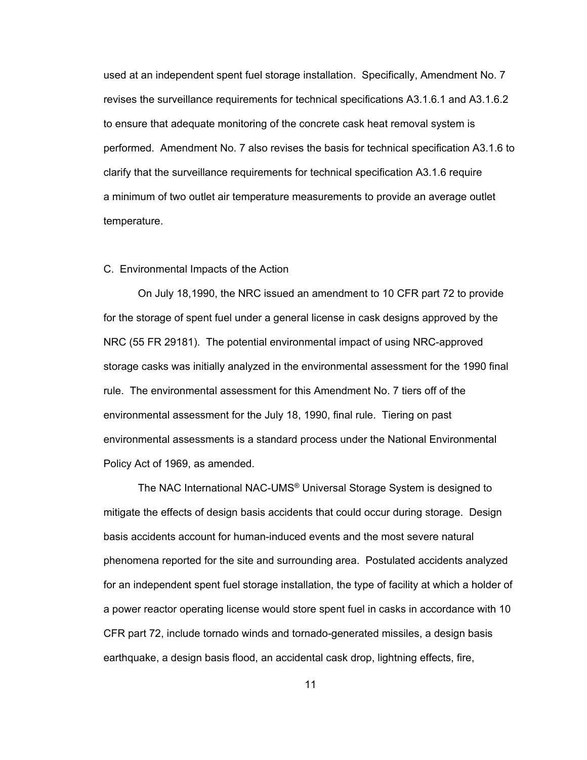used at an independent spent fuel storage installation. Specifically, Amendment No. 7 revises the surveillance requirements for technical specifications A3.1.6.1 and A3.1.6.2 to ensure that adequate monitoring of the concrete cask heat removal system is performed. Amendment No. 7 also revises the basis for technical specification A3.1.6 to clarify that the surveillance requirements for technical specification A3.1.6 require a minimum of two outlet air temperature measurements to provide an average outlet temperature.

C. Environmental Impacts of the Action

On July 18,1990, the NRC issued an amendment to 10 CFR part 72 to provide for the storage of spent fuel under a general license in cask designs approved by the NRC (55 FR 29181). The potential environmental impact of using NRC-approved storage casks was initially analyzed in the environmental assessment for the 1990 final rule. The environmental assessment for this Amendment No. 7 tiers off of the environmental assessment for the July 18, 1990, final rule. Tiering on past environmental assessments is a standard process under the National Environmental Policy Act of 1969, as amended.

The NAC International NAC-UMS® Universal Storage System is designed to mitigate the effects of design basis accidents that could occur during storage. Design basis accidents account for human-induced events and the most severe natural phenomena reported for the site and surrounding area. Postulated accidents analyzed for an independent spent fuel storage installation, the type of facility at which a holder of a power reactor operating license would store spent fuel in casks in accordance with 10 CFR part 72, include tornado winds and tornado-generated missiles, a design basis earthquake, a design basis flood, an accidental cask drop, lightning effects, fire,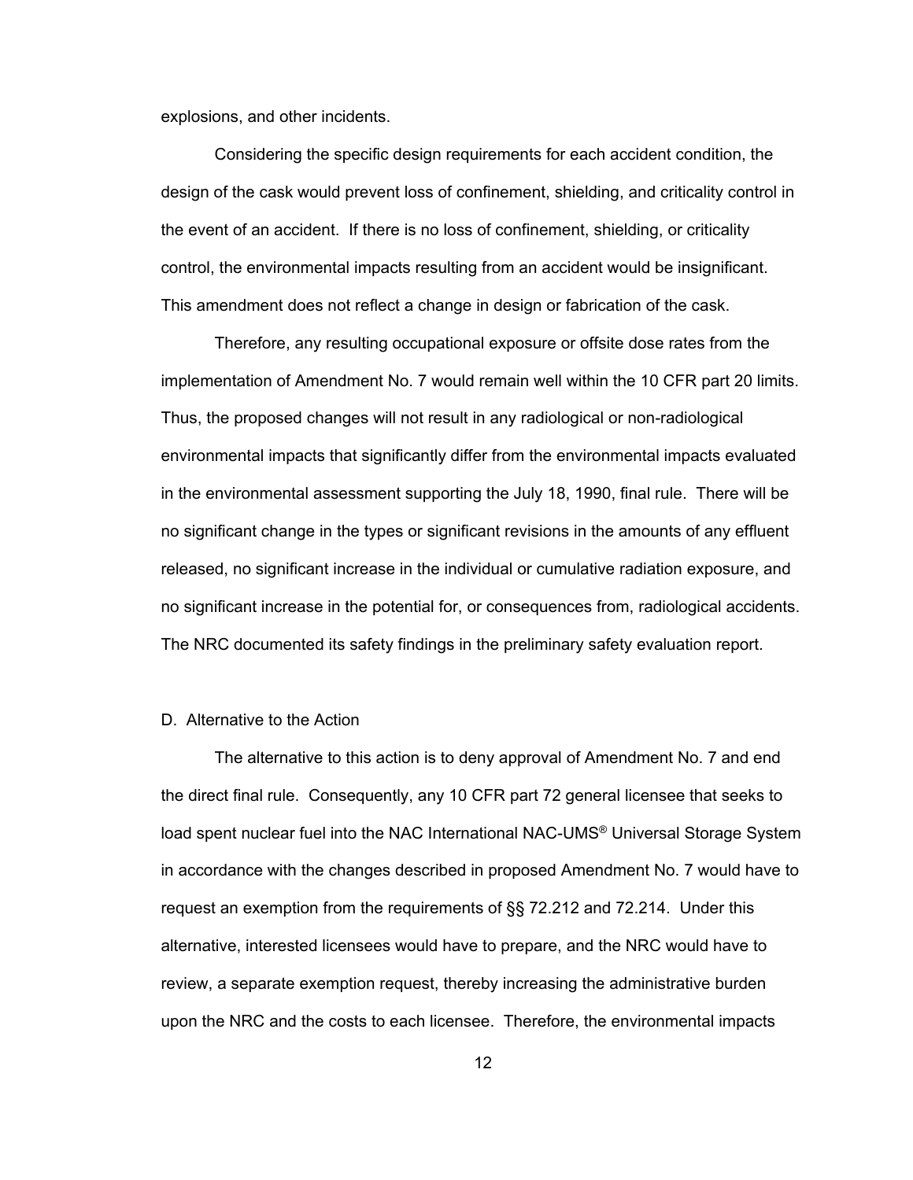explosions, and other incidents.

Considering the specific design requirements for each accident condition, the design of the cask would prevent loss of confinement, shielding, and criticality control in the event of an accident. If there is no loss of confinement, shielding, or criticality control, the environmental impacts resulting from an accident would be insignificant. This amendment does not reflect a change in design or fabrication of the cask.

Therefore, any resulting occupational exposure or offsite dose rates from the implementation of Amendment No. 7 would remain well within the 10 CFR part 20 limits. Thus, the proposed changes will not result in any radiological or non-radiological environmental impacts that significantly differ from the environmental impacts evaluated in the environmental assessment supporting the July 18, 1990, final rule. There will be no significant change in the types or significant revisions in the amounts of any effluent released, no significant increase in the individual or cumulative radiation exposure, and no significant increase in the potential for, or consequences from, radiological accidents. The NRC documented its safety findings in the preliminary safety evaluation report.

D. Alternative to the Action

The alternative to this action is to deny approval of Amendment No. 7 and end the direct final rule. Consequently, any 10 CFR part 72 general licensee that seeks to load spent nuclear fuel into the NAC International NAC-UMS® Universal Storage System in accordance with the changes described in proposed Amendment No. 7 would have to request an exemption from the requirements of §§ 72.212 and 72.214. Under this alternative, interested licensees would have to prepare, and the NRC would have to review, a separate exemption request, thereby increasing the administrative burden upon the NRC and the costs to each licensee. Therefore, the environmental impacts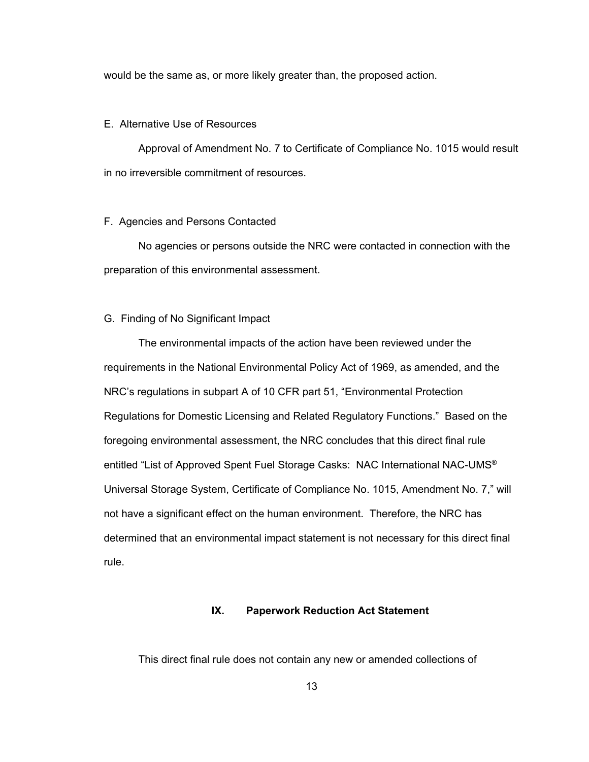would be the same as, or more likely greater than, the proposed action.

E. Alternative Use of Resources

Approval of Amendment No. 7 to Certificate of Compliance No. 1015 would result in no irreversible commitment of resources.

F. Agencies and Persons Contacted

No agencies or persons outside the NRC were contacted in connection with the preparation of this environmental assessment.

G. Finding of No Significant Impact

The environmental impacts of the action have been reviewed under the requirements in the National Environmental Policy Act of 1969, as amended, and the NRC's regulations in subpart A of 10 CFR part 51, "Environmental Protection Regulations for Domestic Licensing and Related Regulatory Functions." Based on the foregoing environmental assessment, the NRC concludes that this direct final rule entitled "List of Approved Spent Fuel Storage Casks: NAC International NAC-UMS® Universal Storage System, Certificate of Compliance No. 1015, Amendment No. 7," will not have a significant effect on the human environment. Therefore, the NRC has determined that an environmental impact statement is not necessary for this direct final rule.

## IX. Paperwork Reduction Act Statement

This direct final rule does not contain any new or amended collections of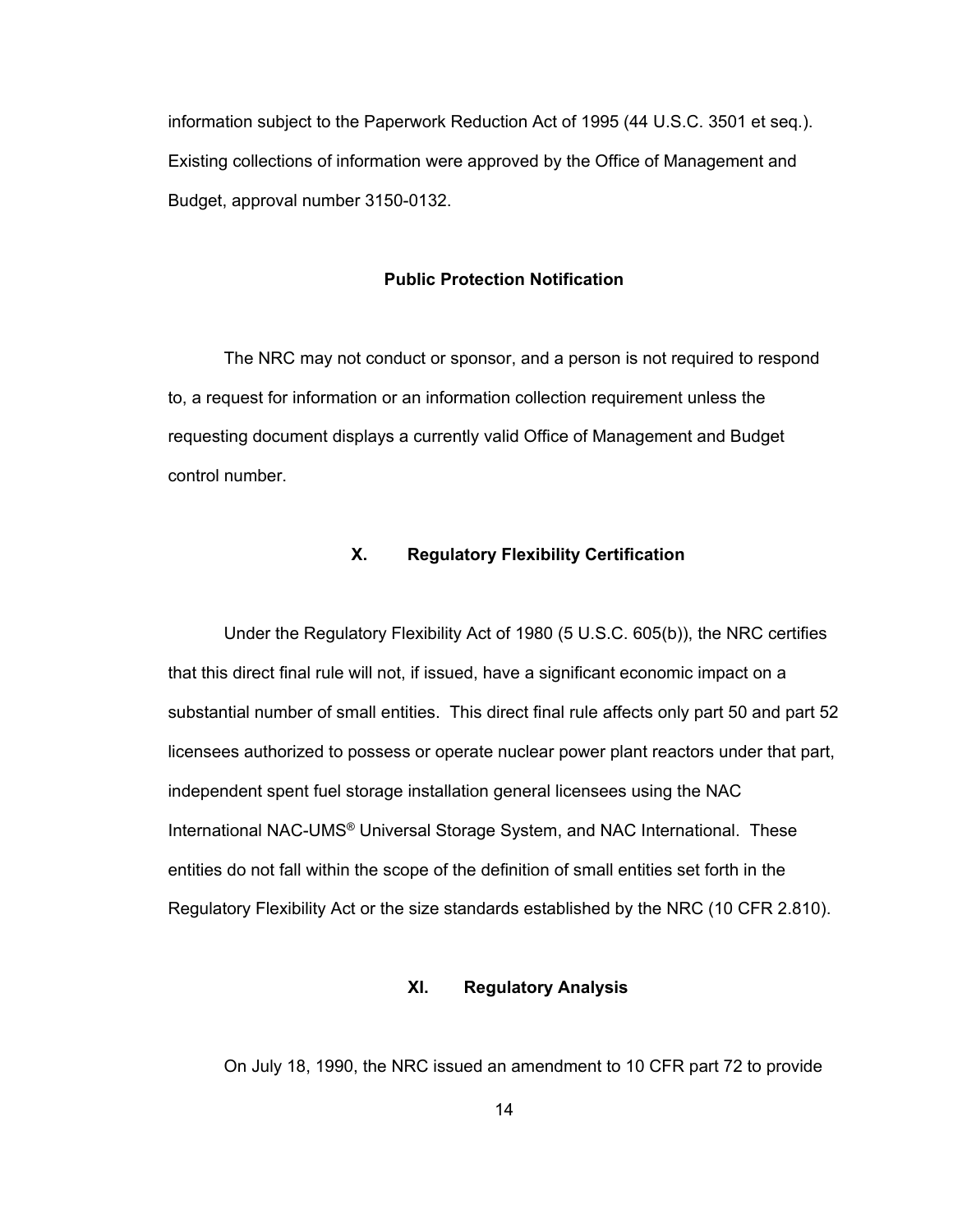information subject to the Paperwork Reduction Act of 1995 (44 U.S.C. 3501 et seq.). Existing collections of information were approved by the Office of Management and Budget, approval number 3150-0132.

## Public Protection Notification

The NRC may not conduct or sponsor, and a person is not required to respond to, a request for information or an information collection requirement unless the requesting document displays a currently valid Office of Management and Budget control number.

## X. Regulatory Flexibility Certification

Under the Regulatory Flexibility Act of 1980 (5 U.S.C. 605(b)), the NRC certifies that this direct final rule will not, if issued, have a significant economic impact on a substantial number of small entities. This direct final rule affects only part 50 and part 52 licensees authorized to possess or operate nuclear power plant reactors under that part, independent spent fuel storage installation general licensees using the NAC International NAC-UMS® Universal Storage System, and NAC International. These entities do not fall within the scope of the definition of small entities set forth in the Regulatory Flexibility Act or the size standards established by the NRC (10 CFR 2.810).

## XI. Regulatory Analysis

On July 18, 1990, the NRC issued an amendment to 10 CFR part 72 to provide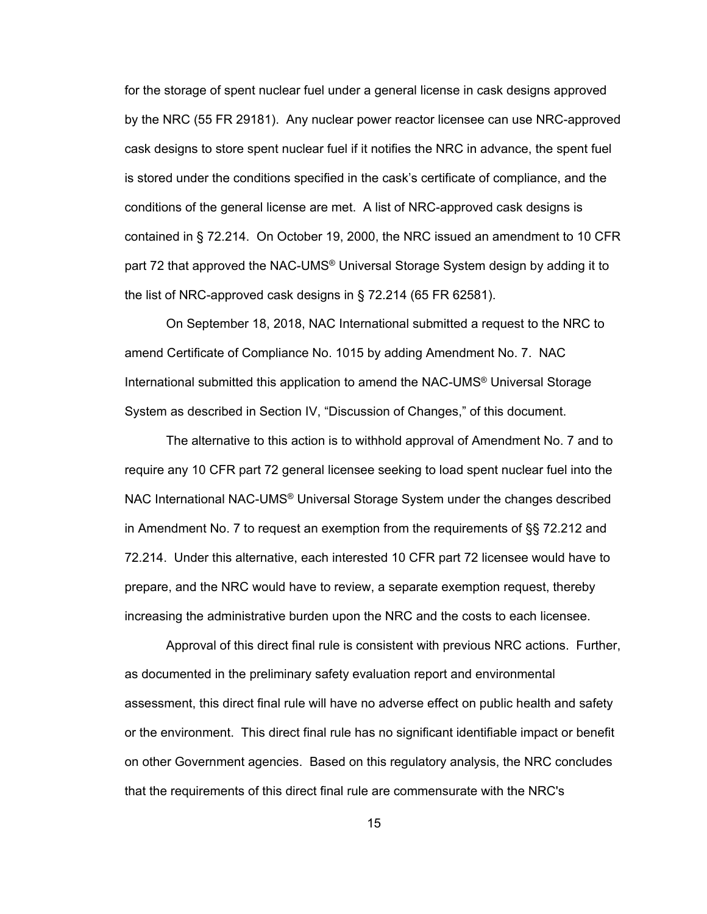for the storage of spent nuclear fuel under a general license in cask designs approved by the NRC (55 FR 29181). Any nuclear power reactor licensee can use NRC-approved cask designs to store spent nuclear fuel if it notifies the NRC in advance, the spent fuel is stored under the conditions specified in the cask's certificate of compliance, and the conditions of the general license are met. A list of NRC-approved cask designs is contained in § 72.214. On October 19, 2000, the NRC issued an amendment to 10 CFR part 72 that approved the NAC-UMS® Universal Storage System design by adding it to the list of NRC-approved cask designs in § 72.214 (65 FR 62581).

On September 18, 2018, NAC International submitted a request to the NRC to amend Certificate of Compliance No. 1015 by adding Amendment No. 7. NAC International submitted this application to amend the NAC-UMS® Universal Storage System as described in Section IV, "Discussion of Changes," of this document.

The alternative to this action is to withhold approval of Amendment No. 7 and to require any 10 CFR part 72 general licensee seeking to load spent nuclear fuel into the NAC International NAC-UMS® Universal Storage System under the changes described in Amendment No. 7 to request an exemption from the requirements of §§ 72.212 and 72.214. Under this alternative, each interested 10 CFR part 72 licensee would have to prepare, and the NRC would have to review, a separate exemption request, thereby increasing the administrative burden upon the NRC and the costs to each licensee.

Approval of this direct final rule is consistent with previous NRC actions. Further, as documented in the preliminary safety evaluation report and environmental assessment, this direct final rule will have no adverse effect on public health and safety or the environment. This direct final rule has no significant identifiable impact or benefit on other Government agencies. Based on this regulatory analysis, the NRC concludes that the requirements of this direct final rule are commensurate with the NRC's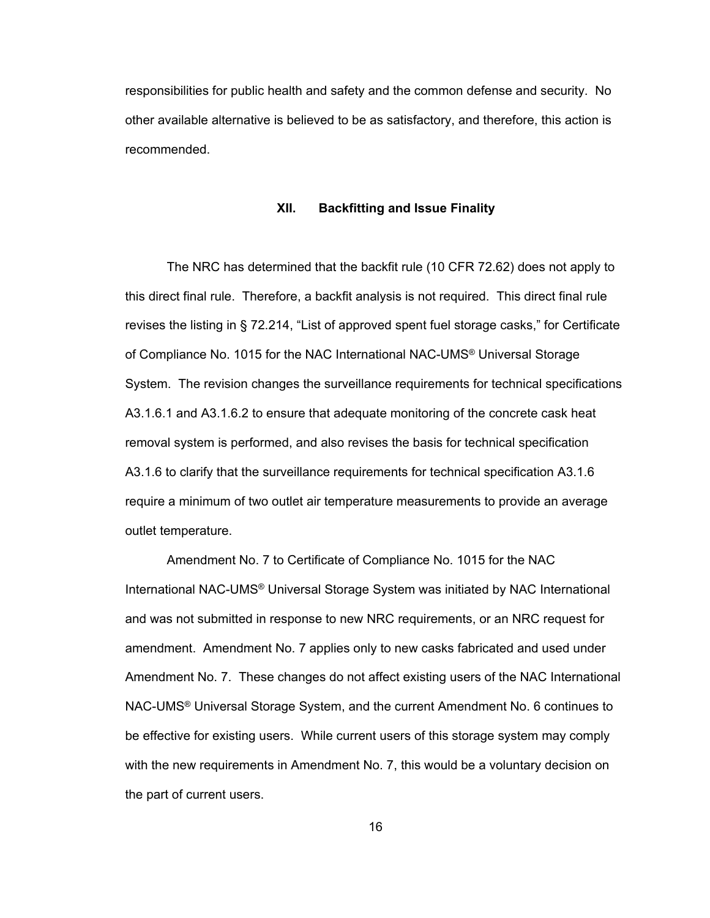responsibilities for public health and safety and the common defense and security. No other available alternative is believed to be as satisfactory, and therefore, this action is recommended.

## XII. Backfitting and Issue Finality

The NRC has determined that the backfit rule (10 CFR 72.62) does not apply to this direct final rule. Therefore, a backfit analysis is not required. This direct final rule revises the listing in § 72.214, "List of approved spent fuel storage casks," for Certificate of Compliance No. 1015 for the NAC International NAC-UMS® Universal Storage System. The revision changes the surveillance requirements for technical specifications A3.1.6.1 and A3.1.6.2 to ensure that adequate monitoring of the concrete cask heat removal system is performed, and also revises the basis for technical specification A3.1.6 to clarify that the surveillance requirements for technical specification A3.1.6 require a minimum of two outlet air temperature measurements to provide an average outlet temperature.

Amendment No. 7 to Certificate of Compliance No. 1015 for the NAC International NAC-UMS® Universal Storage System was initiated by NAC International and was not submitted in response to new NRC requirements, or an NRC request for amendment. Amendment No. 7 applies only to new casks fabricated and used under Amendment No. 7. These changes do not affect existing users of the NAC International NAC-UMS® Universal Storage System, and the current Amendment No. 6 continues to be effective for existing users. While current users of this storage system may comply with the new requirements in Amendment No. 7, this would be a voluntary decision on the part of current users.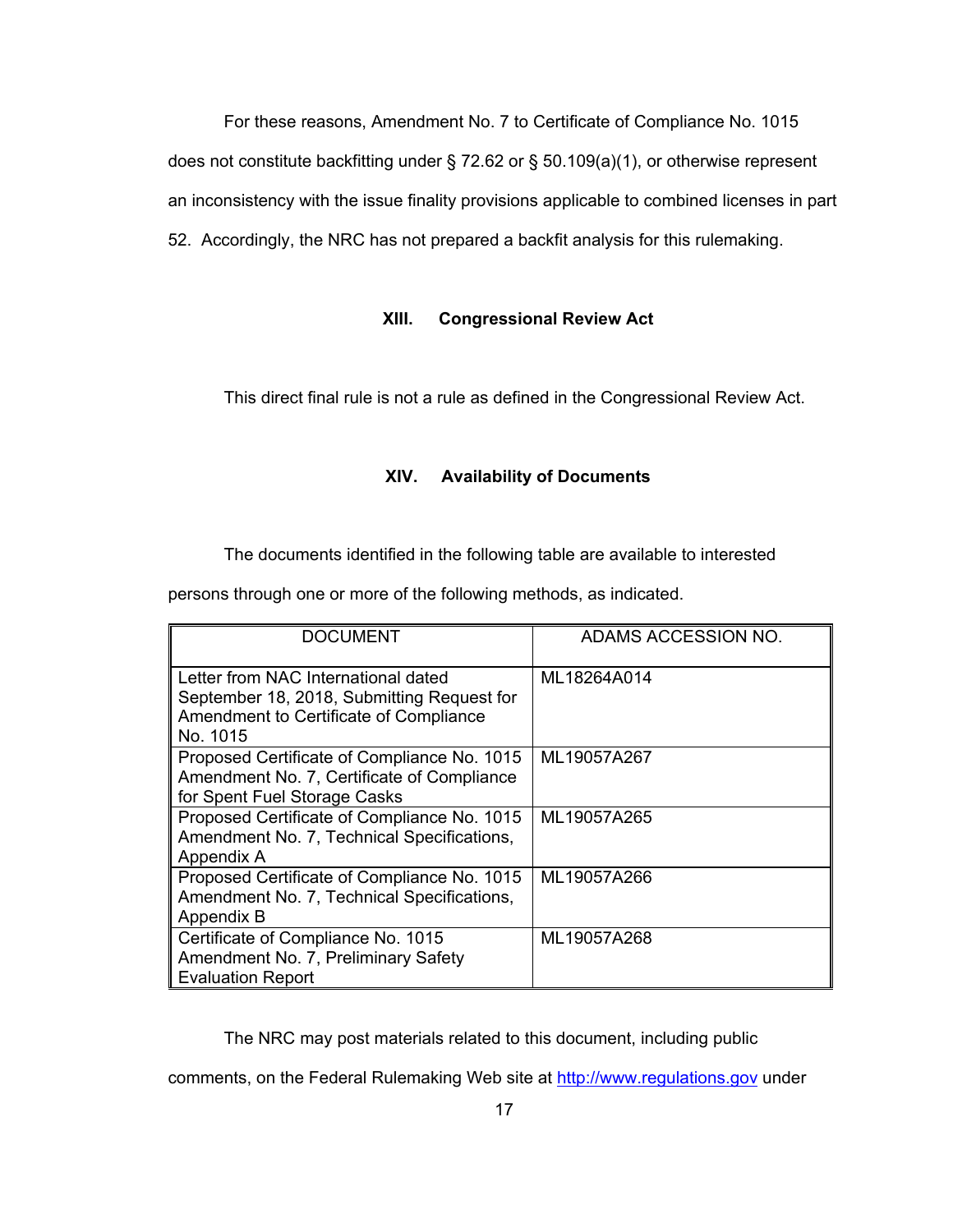For these reasons, Amendment No. 7 to Certificate of Compliance No. 1015 does not constitute backfitting under § 72.62 or § 50.109(a)(1), or otherwise represent an inconsistency with the issue finality provisions applicable to combined licenses in part 52. Accordingly, the NRC has not prepared a backfit analysis for this rulemaking.

## XIII. Congressional Review Act

This direct final rule is not a rule as defined in the Congressional Review Act.

## XIV. Availability of Documents

The documents identified in the following table are available to interested persons through one or more of the following methods, as indicated.

| DOCUMENT | ADAMS ACCESSION NO. |
|---|---|
| Letter from NAC International dated September 18, 2018, Submitting Request for Amendment to Certificate of Compliance No. 1015 | ML18264A014 |
| Proposed Certificate of Compliance No. 1015 Amendment No. 7, Certificate of Compliance for Spent Fuel Storage Casks | ML19057A267 |
| Proposed Certificate of Compliance No. 1015 Amendment No. 7, Technical Specifications, Appendix A | ML19057A265 |
| Proposed Certificate of Compliance No. 1015 Amendment No. 7, Technical Specifications, Appendix B | ML19057A266 |
| Certificate of Compliance No. 1015 Amendment No. 7, Preliminary Safety Evaluation Report | ML19057A268 |

The NRC may post materials related to this document, including public comments, on the Federal Rulemaking Web site at http://www.regulations.gov under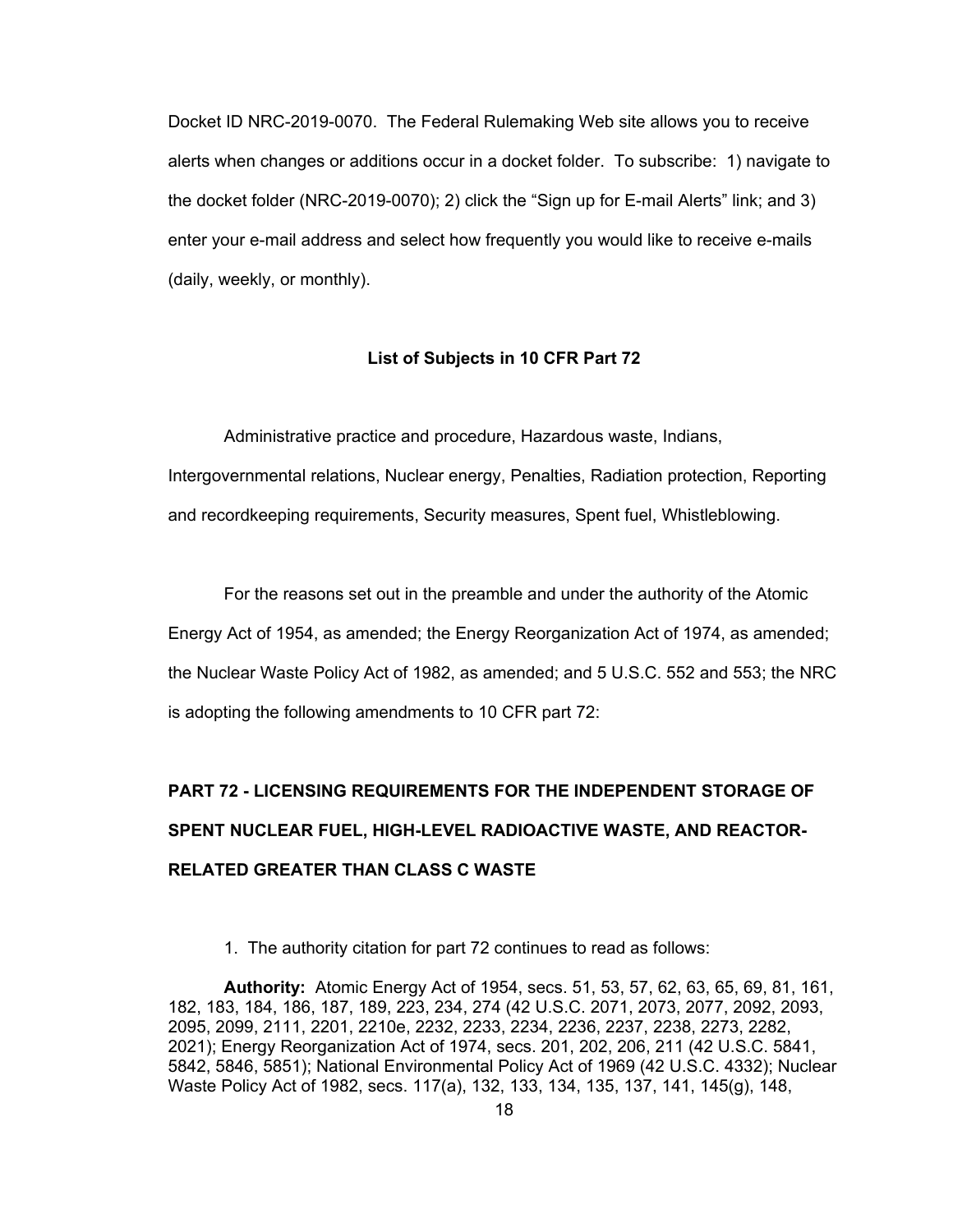Docket ID NRC-2019-0070. The Federal Rulemaking Web site allows you to receive alerts when changes or additions occur in a docket folder. To subscribe: 1) navigate to the docket folder (NRC-2019-0070); 2) click the "Sign up for E-mail Alerts" link; and 3) enter your e-mail address and select how frequently you would like to receive e-mails (daily, weekly, or monthly).

**List of Subjects in 10 CFR Part 72**

Administrative practice and procedure, Hazardous waste, Indians, Intergovernmental relations, Nuclear energy, Penalties, Radiation protection, Reporting and recordkeeping requirements, Security measures, Spent fuel, Whistleblowing.

For the reasons set out in the preamble and under the authority of the Atomic Energy Act of 1954, as amended; the Energy Reorganization Act of 1974, as amended; the Nuclear Waste Policy Act of 1982, as amended; and 5 U.S.C. 552 and 553; the NRC is adopting the following amendments to 10 CFR part 72:

**PART 72 - LICENSING REQUIREMENTS FOR THE INDEPENDENT STORAGE OF SPENT NUCLEAR FUEL, HIGH-LEVEL RADIOACTIVE WASTE, AND REACTOR-RELATED GREATER THAN CLASS C WASTE**

1. The authority citation for part 72 continues to read as follows:

**Authority:** Atomic Energy Act of 1954, secs. 51, 53, 57, 62, 63, 65, 69, 81, 161, 182, 183, 184, 186, 187, 189, 223, 234, 274 (42 U.S.C. 2071, 2073, 2077, 2092, 2093, 2095, 2099, 2111, 2201, 2210e, 2232, 2233, 2234, 2236, 2237, 2238, 2273, 2282, 2021); Energy Reorganization Act of 1974, secs. 201, 202, 206, 211 (42 U.S.C. 5841, 5842, 5846, 5851); National Environmental Policy Act of 1969 (42 U.S.C. 4332); Nuclear Waste Policy Act of 1982, secs. 117(a), 132, 133, 134, 135, 137, 141, 145(g), 148,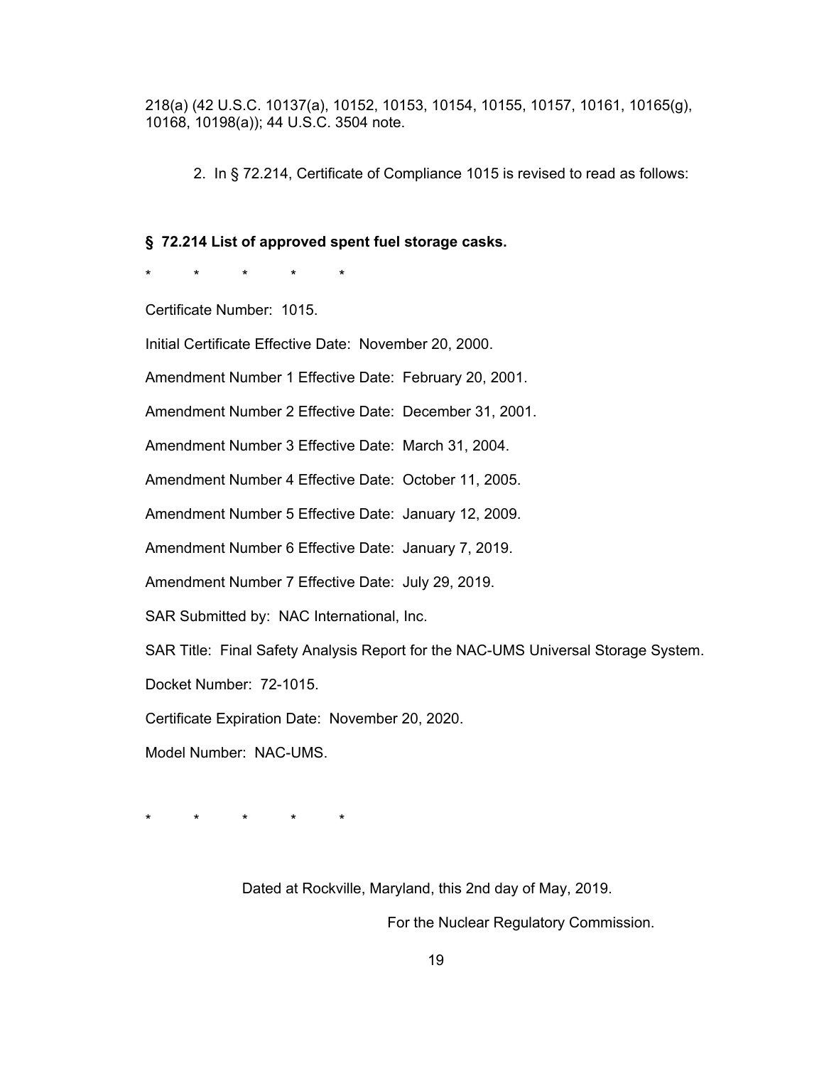218(a) (42 U.S.C. 10137(a), 10152, 10153, 10154, 10155, 10157, 10161, 10165(g), 10168, 10198(a)); 44 U.S.C. 3504 note.

2. In § 72.214, Certificate of Compliance 1015 is revised to read as follows:

**§ 72.214 List of approved spent fuel storage casks.**

\* \* \* \* \*

Certificate Number: 1015.

Initial Certificate Effective Date: November 20, 2000.

Amendment Number 1 Effective Date: February 20, 2001.

Amendment Number 2 Effective Date: December 31, 2001.

Amendment Number 3 Effective Date: March 31, 2004.

Amendment Number 4 Effective Date: October 11, 2005.

Amendment Number 5 Effective Date: January 12, 2009.

Amendment Number 6 Effective Date: January 7, 2019.

Amendment Number 7 Effective Date: July 29, 2019.

SAR Submitted by: NAC International, Inc.

SAR Title: Final Safety Analysis Report for the NAC-UMS Universal Storage System.

Docket Number: 72-1015.

Certificate Expiration Date: November 20, 2020.

Model Number: NAC-UMS.

\* \* \* \* \*

Dated at Rockville, Maryland, this 2nd day of May, 2019.

For the Nuclear Regulatory Commission.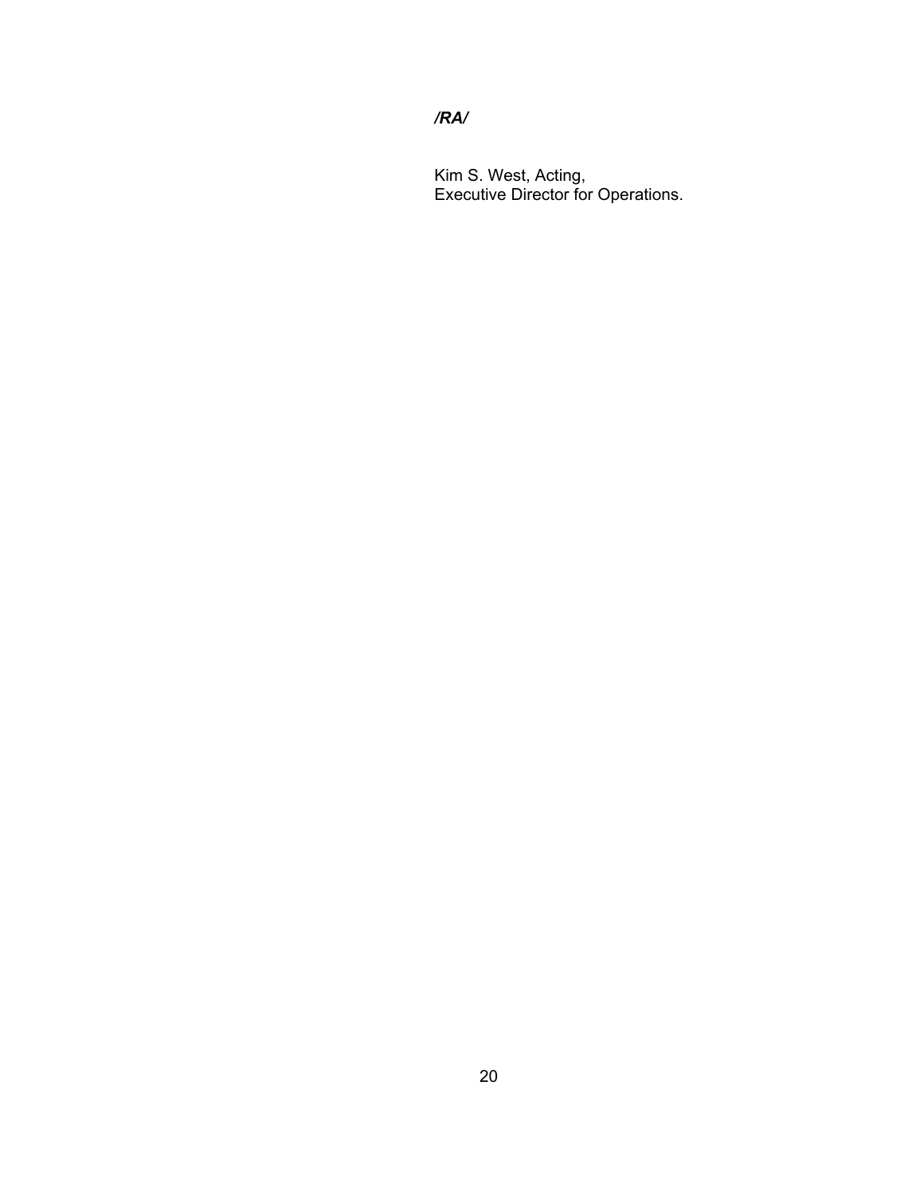***/RA/***

Kim S. West, Acting,
Executive Director for Operations.